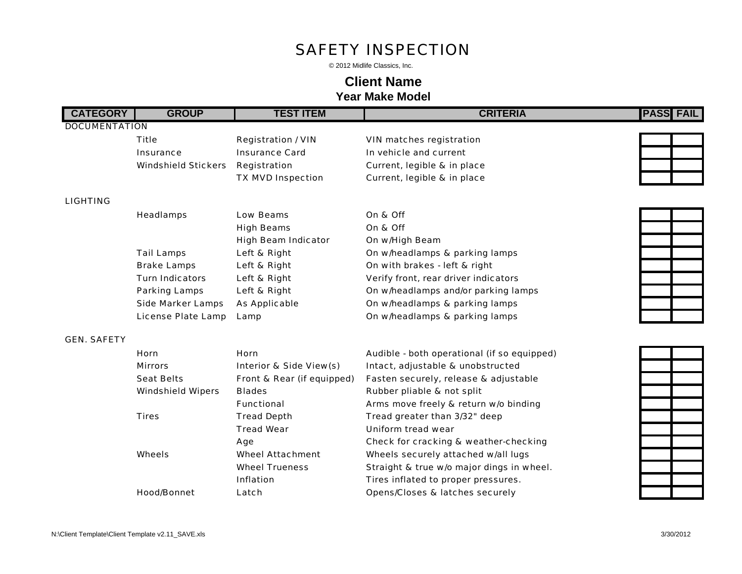# SAFETY INSPECTION

© 2012 Midlife Classics, Inc.

## Client Name

### Year Make Model

| CATEGORY | GROUP | TEST ITEM | CRITERIA | PASS | FAIL |
|---|---|---|---|---|---|
| DOCUMENTATION | | | | | |
| | Title | Registration / VIN | VIN matches registration | | |
| | Insurance | Insurance Card | In vehicle and current | | |
| | Windshield Stickers | Registration | Current, legible & in place | | |
| | | TX MVD Inspection | Current, legible & in place | | |
| LIGHTING | | | | | |
| | Headlamps | Low Beams | On & Off | | |
| | | High Beams | On & Off | | |
| | | High Beam Indicator | On w/High Beam | | |
| | Tail Lamps | Left & Right | On w/headlamps & parking lamps | | |
| | Brake Lamps | Left & Right | On with brakes - left & right | | |
| | Turn Indicators | Left & Right | Verify front, rear driver indicators | | |
| | Parking Lamps | Left & Right | On w/headlamps and/or parking lamps | | |
| | Side Marker Lamps | As Applicable | On w/headlamps & parking lamps | | |
| | License Plate Lamp | Lamp | On w/headlamps & parking lamps | | |
| GEN. SAFETY | | | | | |
| | Horn | Horn | Audible - both operational (if so equipped) | | |
| | Mirrors | Interior & Side View(s) | Intact, adjustable & unobstructed | | |
| | Seat Belts | Front & Rear (if equipped) | Fasten securely, release & adjustable | | |
| | Windshield Wipers | Blades | Rubber pliable & not split | | |
| | | Functional | Arms move freely & return w/o binding | | |
| | Tires | Tread Depth | Tread greater than 3/32" deep | | |
| | | Tread Wear | Uniform tread wear | | |
| | | Age | Check for cracking & weather-checking | | |
| | Wheels | Wheel Attachment | Wheels securely attached w/all lugs | | |
| | | Wheel Trueness | Straight & true w/o major dings in wheel. | | |
| | | Inflation | Tires inflated to proper pressures. | | |
| | Hood/Bonnet | Latch | Opens/Closes & latches securely | | |

N:\Client Template\Client Template v2.11_SAVE.xls

3/30/2012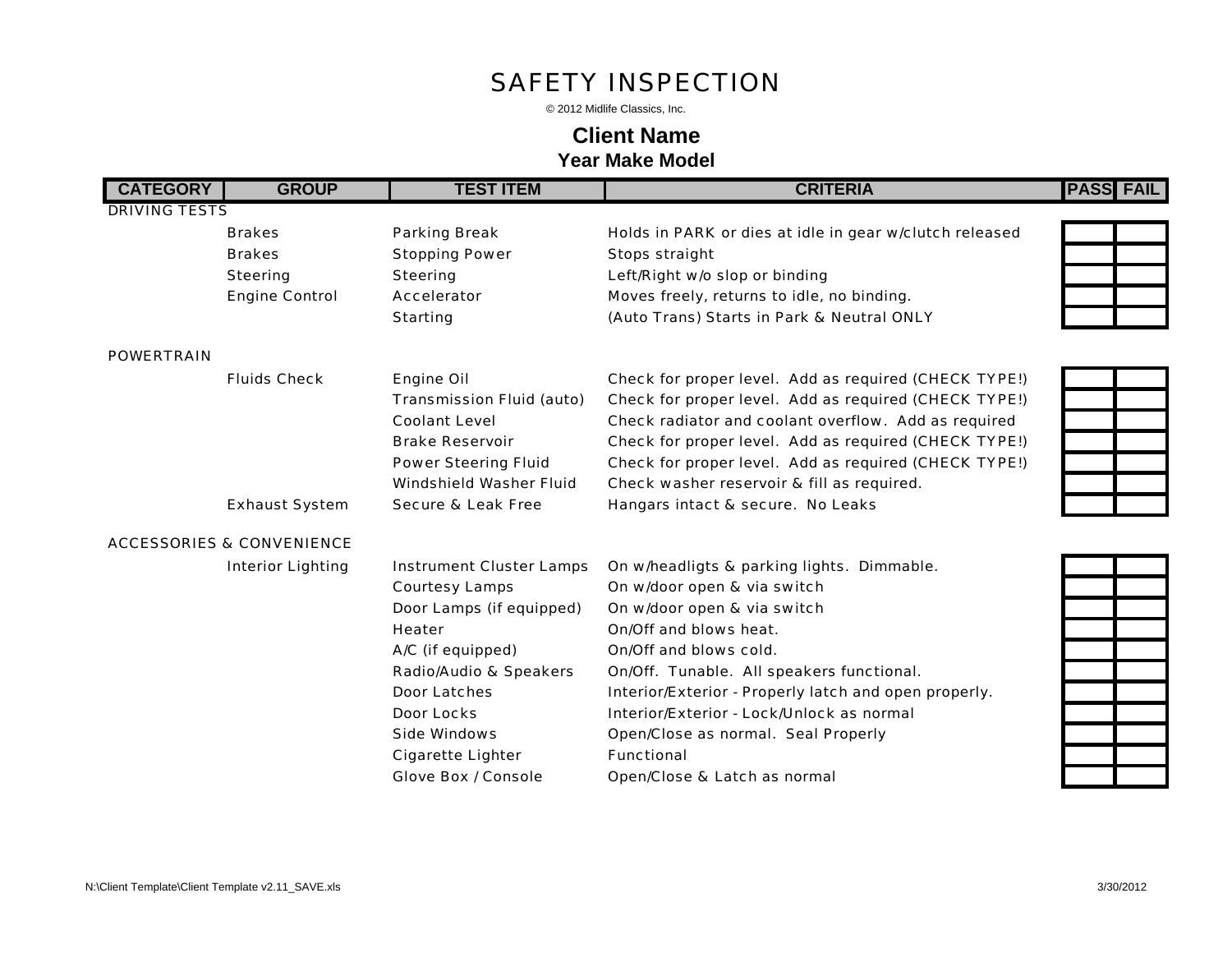# SAFETY INSPECTION

© 2012 Midlife Classics, Inc.

## Client Name

### Year Make Model

| CATEGORY | GROUP | TEST ITEM | CRITERIA | PASS | FAIL |
|---|---|---|---|---|---|
| DRIVING TESTS | | | | | |
| | Brakes | Parking Break | Holds in PARK or dies at idle in gear w/clutch released | | |
| | Brakes | Stopping Power | Stops straight | | |
| | Steering | Steering | Left/Right w/o slop or binding | | |
| | Engine Control | Accelerator | Moves freely, returns to idle, no binding. | | |
| | | Starting | (Auto Trans) Starts in Park & Neutral ONLY | | |
| POWERTRAIN | | | | | |
| | Fluids Check | Engine Oil | Check for proper level. Add as required (CHECK TYPE!) | | |
| | | Transmission Fluid (auto) | Check for proper level. Add as required (CHECK TYPE!) | | |
| | | Coolant Level | Check radiator and coolant overflow. Add as required | | |
| | | Brake Reservoir | Check for proper level. Add as required (CHECK TYPE!) | | |
| | | Power Steering Fluid | Check for proper level. Add as required (CHECK TYPE!) | | |
| | | Windshield Washer Fluid | Check washer reservoir & fill as required. | | |
| | Exhaust System | Secure & Leak Free | Hangars intact & secure. No Leaks | | |
| ACCESSORIES & CONVENIENCE | | | | | |
| | Interior Lighting | Instrument Cluster Lamps | On w/headligts & parking lights. Dimmable. | | |
| | | Courtesy Lamps | On w/door open & via switch | | |
| | | Door Lamps (if equipped) | On w/door open & via switch | | |
| | | Heater | On/Off and blows heat. | | |
| | | A/C (if equipped) | On/Off and blows cold. | | |
| | | Radio/Audio & Speakers | On/Off. Tunable. All speakers functional. | | |
| | | Door Latches | Interior/Exterior - Properly latch and open properly. | | |
| | | Door Locks | Interior/Exterior - Lock/Unlock as normal | | |
| | | Side Windows | Open/Close as normal. Seal Properly | | |
| | | Cigarette Lighter | Functional | | |
| | | Glove Box / Console | Open/Close & Latch as normal | | |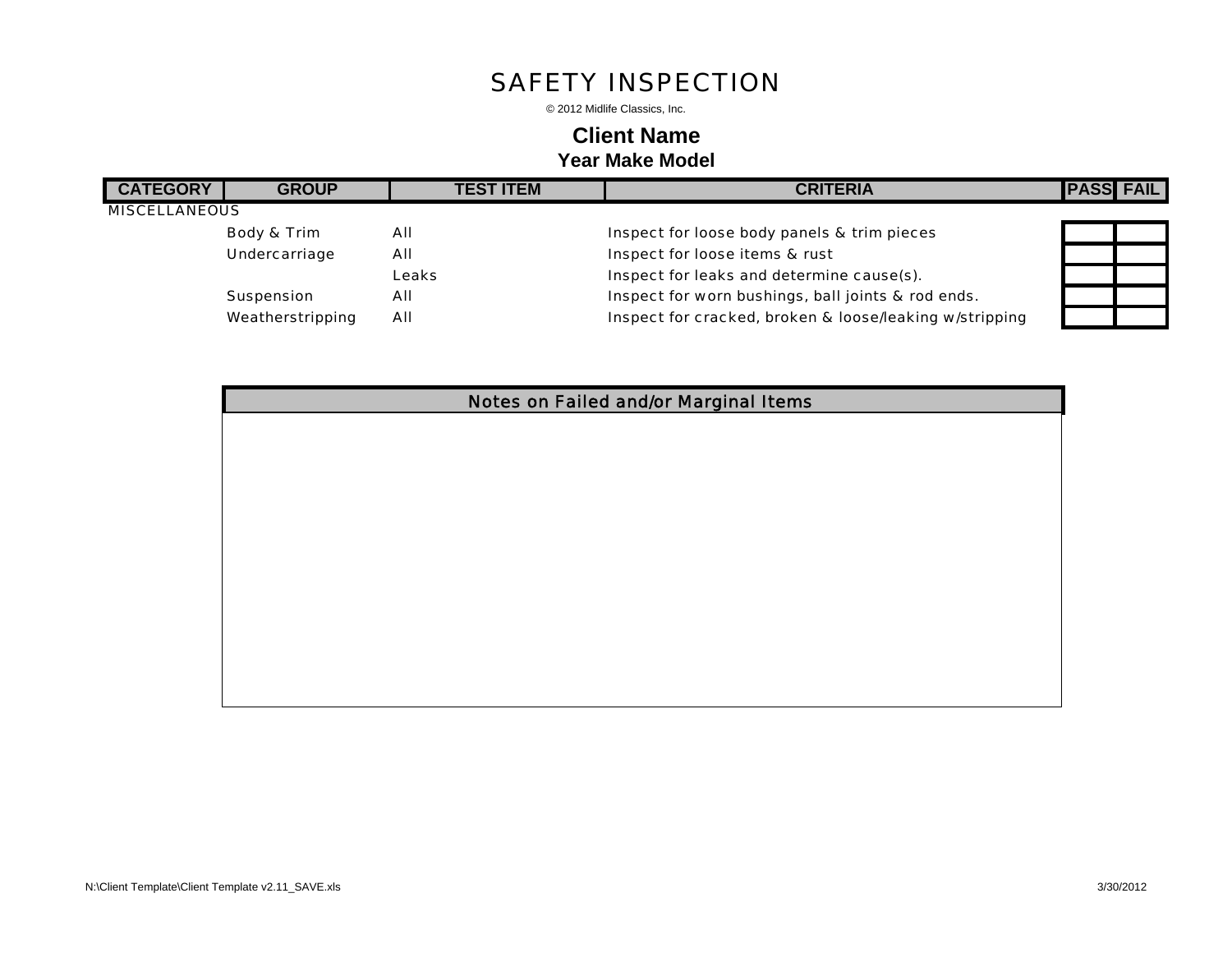# SAFETY INSPECTION

© 2012 Midlife Classics, Inc.

**Client Name**

**Year Make Model**

| CATEGORY | GROUP | TEST ITEM | CRITERIA | PASS | FAIL |
|---|---|---|---|---|---|
| MISCELLANEOUS | | | | | |
| | Body & Trim | All | Inspect for loose body panels & trim pieces | | |
| | Undercarriage | All | Inspect for loose items & rust | | |
| | | Leaks | Inspect for leaks and determine cause(s). | | |
| | Suspension | All | Inspect for worn bushings, ball joints & rod ends. | | |
| | Weatherstripping | All | Inspect for cracked, broken & loose/leaking w/stripping | | |

| Notes on Failed and/or Marginal Items |
|---|
| |

N:\Client Template\Client Template v2.11_SAVE.xls

3/30/2012